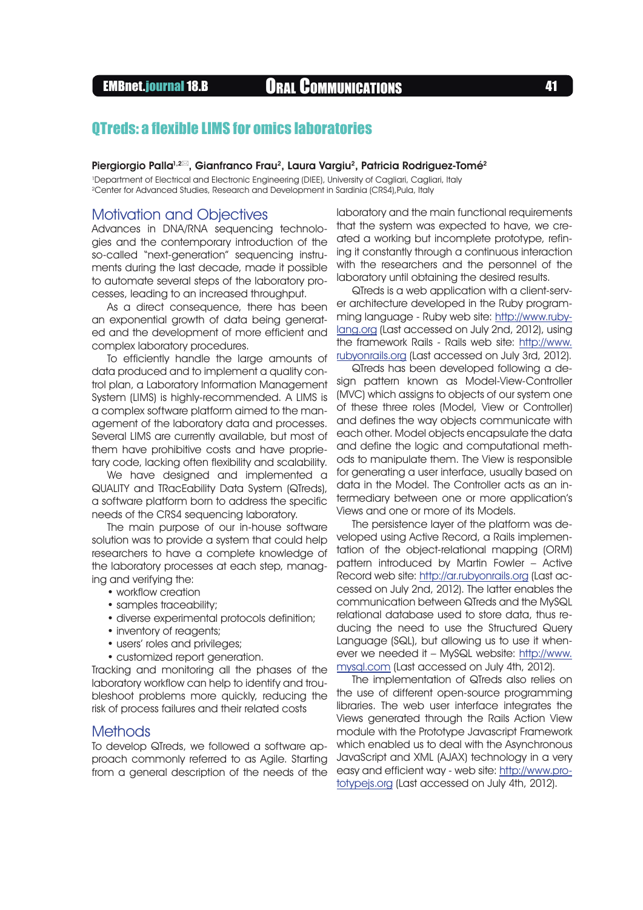# QTreds: a flexible LIMS for omics laboratories

**Piergiorgio Palla[1,2]✉, Gianfranco Frau[2], Laura Vargiu[2], Patricia Rodriguez-Tomé[2]**

[1]Department of Electrical and Electronic Engineering (DIEE), University of Cagliari, Cagliari, Italy
[2]Center for Advanced Studies, Research and Development in Sardinia (CRS4),Pula, Italy

## Motivation and Objectives

Advances in DNA/RNA sequencing technologies and the contemporary introduction of the so-called "next-generation" sequencing instruments during the last decade, made it possible to automate several steps of the laboratory processes, leading to an increased throughput.

As a direct consequence, there has been an exponential growth of data being generated and the development of more efficient and complex laboratory procedures.

To efficiently handle the large amounts of data produced and to implement a quality control plan, a Laboratory Information Management System (LIMS) is highly-recommended. A LIMS is a complex software platform aimed to the management of the laboratory data and processes. Several LIMS are currently available, but most of them have prohibitive costs and have proprietary code, lacking often flexibility and scalability.

We have designed and implemented a QUALITY and TRacEability Data System (QTreds), a software platform born to address the specific needs of the CRS4 sequencing laboratory.

The main purpose of our in-house software solution was to provide a system that could help researchers to have a complete knowledge of the laboratory processes at each step, managing and verifying the:

- workflow creation
- samples traceability;
- diverse experimental protocols definition;
- inventory of reagents;
- users' roles and privileges;
- customized report generation.

Tracking and monitoring all the phases of the laboratory workflow can help to identify and troubleshoot problems more quickly, reducing the risk of process failures and their related costs

## Methods

To develop QTreds, we followed a software approach commonly referred to as Agile. Starting from a general description of the needs of the laboratory and the main functional requirements that the system was expected to have, we created a working but incomplete prototype, refining it constantly through a continuous interaction with the researchers and the personnel of the laboratory until obtaining the desired results.

QTreds is a web application with a client-server architecture developed in the Ruby programming language - Ruby web site: http://www.ruby-lang.org (Last accessed on July 2nd, 2012), using the framework Rails - Rails web site: http://www.rubyonrails.org (Last accessed on July 3rd, 2012).

QTreds has been developed following a design pattern known as Model-View-Controller (MVC) which assigns to objects of our system one of these three roles (Model, View or Controller) and defines the way objects communicate with each other. Model objects encapsulate the data and define the logic and computational methods to manipulate them. The View is responsible for generating a user interface, usually based on data in the Model. The Controller acts as an intermediary between one or more application's Views and one or more of its Models.

The persistence layer of the platform was developed using Active Record, a Rails implementation of the object-relational mapping (ORM) pattern introduced by Martin Fowler – Active Record web site: http://ar.rubyonrails.org (Last accessed on July 2nd, 2012). The latter enables the communication between QTreds and the MySQL relational database used to store data, thus reducing the need to use the Structured Query Language (SQL), but allowing us to use it whenever we needed it – MySQL website: http://www.mysql.com (Last accessed on July 4th, 2012).

The implementation of QTreds also relies on the use of different open-source programming libraries. The web user interface integrates the Views generated through the Rails Action View module with the Prototype Javascript Framework which enabled us to deal with the Asynchronous JavaScript and XML (AJAX) technology in a very easy and efficient way - web site: http://www.prototypejs.org (Last accessed on July 4th, 2012).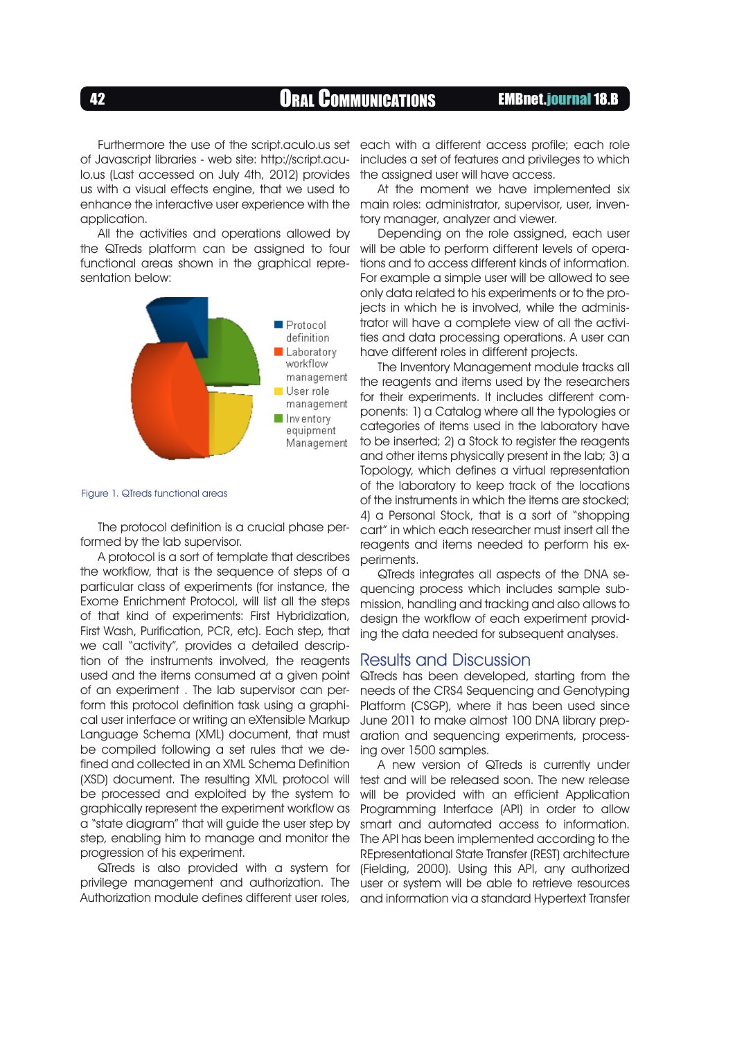Furthermore the use of the script.aculo.us set of Javascript libraries - web site: http://script.aculo.us (Last accessed on July 4th, 2012) provides us with a visual effects engine, that we used to enhance the interactive user experience with the application.

All the activities and operations allowed by the QTreds platform can be assigned to four functional areas shown in the graphical representation below:

Figure 1. QTreds functional areas

The protocol definition is a crucial phase performed by the lab supervisor.

A protocol is a sort of template that describes the workflow, that is the sequence of steps of a particular class of experiments (for instance, the Exome Enrichment Protocol, will list all the steps of that kind of experiments: First Hybridization, First Wash, Purification, PCR, etc). Each step, that we call "activity", provides a detailed description of the instruments involved, the reagents used and the items consumed at a given point of an experiment . The lab supervisor can perform this protocol definition task using a graphical user interface or writing an eXtensible Markup Language Schema (XML) document, that must be compiled following a set rules that we defined and collected in an XML Schema Definition (XSD) document. The resulting XML protocol will be processed and exploited by the system to graphically represent the experiment workflow as a "state diagram" that will guide the user step by step, enabling him to manage and monitor the progression of his experiment.

QTreds is also provided with a system for privilege management and authorization. The Authorization module defines different user roles, each with a different access profile; each role includes a set of features and privileges to which the assigned user will have access.

At the moment we have implemented six main roles: administrator, supervisor, user, inventory manager, analyzer and viewer.

Depending on the role assigned, each user will be able to perform different levels of operations and to access different kinds of information. For example a simple user will be allowed to see only data related to his experiments or to the projects in which he is involved, while the administrator will have a complete view of all the activities and data processing operations. A user can have different roles in different projects.

The Inventory Management module tracks all the reagents and items used by the researchers for their experiments. It includes different components: 1) a Catalog where all the typologies or categories of items used in the laboratory have to be inserted; 2) a Stock to register the reagents and other items physically present in the lab; 3) a Topology, which defines a virtual representation of the laboratory to keep track of the locations of the instruments in which the items are stocked; 4) a Personal Stock, that is a sort of "shopping cart" in which each researcher must insert all the reagents and items needed to perform his experiments.

QTreds integrates all aspects of the DNA sequencing process which includes sample submission, handling and tracking and also allows to design the workflow of each experiment providing the data needed for subsequent analyses.

## Results and Discussion

QTreds has been developed, starting from the needs of the CRS4 Sequencing and Genotyping Platform (CSGP), where it has been used since June 2011 to make almost 100 DNA library preparation and sequencing experiments, processing over 1500 samples.

A new version of QTreds is currently under test and will be released soon. The new release will be provided with an efficient Application Programming Interface (API) in order to allow smart and automated access to information. The API has been implemented according to the REpresentational State Transfer (REST) architecture (Fielding, 2000). Using this API, any authorized user or system will be able to retrieve resources and information via a standard Hypertext Transfer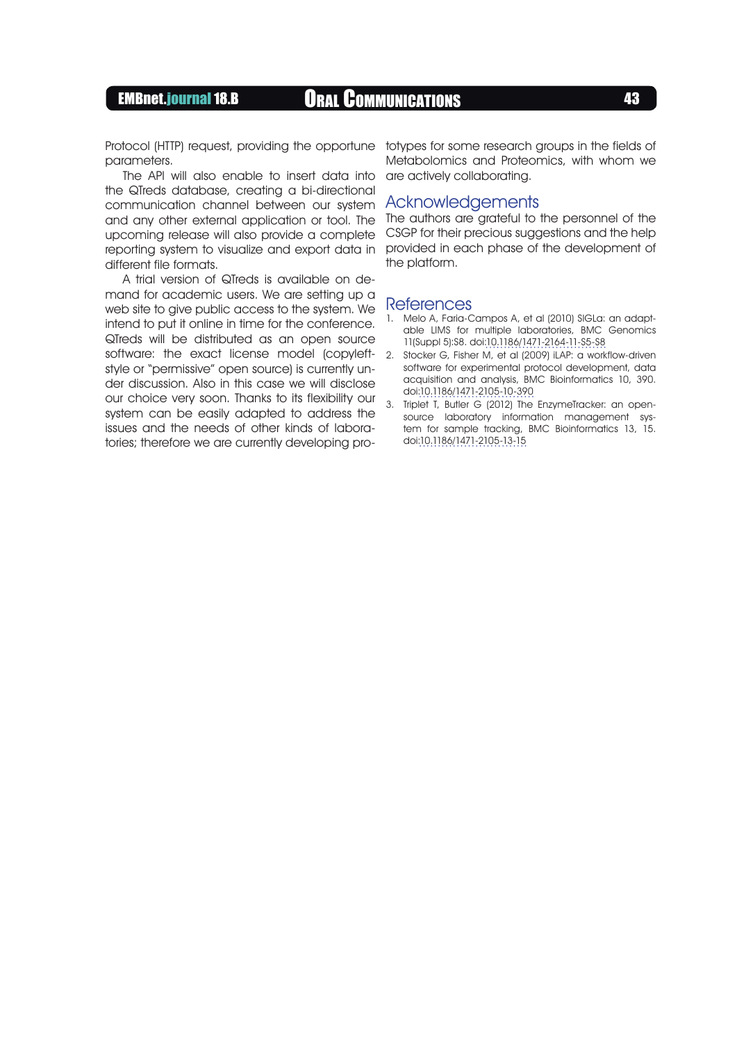Protocol (HTTP) request, providing the opportune parameters.

The API will also enable to insert data into the QTreds database, creating a bi-directional communication channel between our system and any other external application or tool. The upcoming release will also provide a complete reporting system to visualize and export data in different file formats.

A trial version of QTreds is available on demand for academic users. We are setting up a web site to give public access to the system. We intend to put it online in time for the conference. QTreds will be distributed as an open source software: the exact license model (copyleft-style or "permissive" open source) is currently under discussion. Also in this case we will disclose our choice very soon. Thanks to its flexibility our system can be easily adapted to address the issues and the needs of other kinds of laboratories; therefore we are currently developing prototypes for some research groups in the fields of Metabolomics and Proteomics, with whom we are actively collaborating.

## Acknowledgements

The authors are grateful to the personnel of the CSGP for their precious suggestions and the help provided in each phase of the development of the platform.

## References

1. Melo A, Faria-Campos A, et al (2010) SIGLa: an adaptable LIMS for multiple laboratories, BMC Genomics 11(Suppl 5):S8. doi:10.1186/1471-2164-11-S5-S8
2. Stocker G, Fisher M, et al (2009) iLAP: a workflow-driven software for experimental protocol development, data acquisition and analysis, BMC Bioinformatics 10, 390. doi:10.1186/1471-2105-10-390
3. Triplet T, Butler G (2012) The EnzymeTracker: an open-source laboratory information management system for sample tracking, BMC Bioinformatics 13, 15. doi:10.1186/1471-2105-13-15